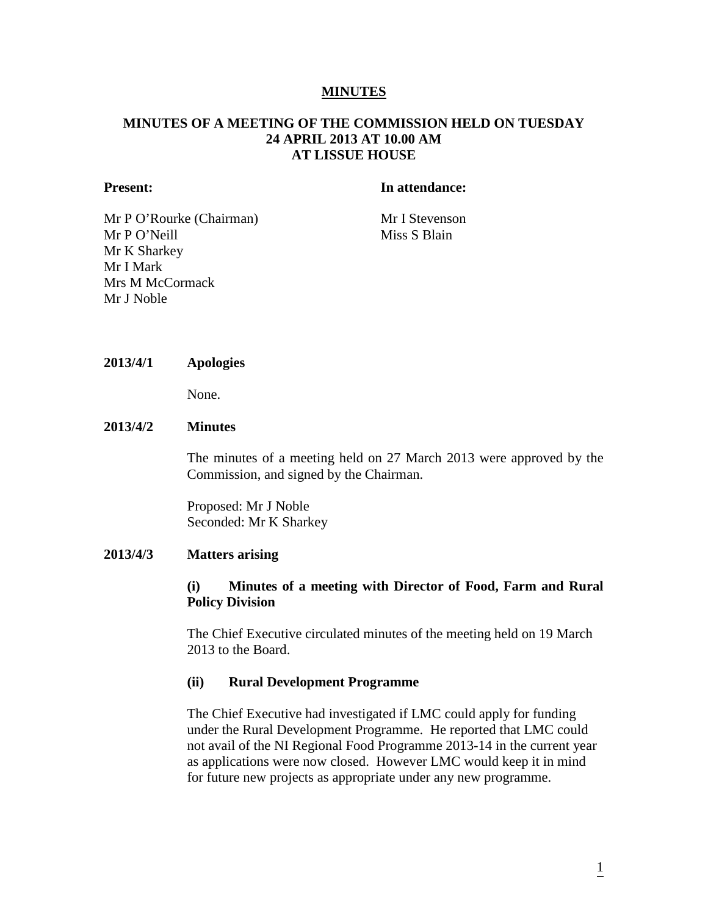# MINUTES

## MINUTES OF A MEETING OF THE COMMISSION HELD ON TUESDAY 24 APRIL 2013 AT 10.00 AM AT LISSUE HOUSE

| **Present:** | **In attendance:** |
|---|---|
| Mr P O'Rourke (Chairman) | Mr I Stevenson |
| Mr P O'Neill | Miss S Blain |
| Mr K Sharkey | |
| Mr I Mark | |
| Mrs M McCormack | |
| Mr J Noble | |

**2013/4/1 Apologies**

None.

**2013/4/2 Minutes**

The minutes of a meeting held on 27 March 2013 were approved by the Commission, and signed by the Chairman.

Proposed: Mr J Noble
Seconded: Mr K Sharkey

**2013/4/3 Matters arising**

**(i) Minutes of a meeting with Director of Food, Farm and Rural Policy Division**

The Chief Executive circulated minutes of the meeting held on 19 March 2013 to the Board.

**(ii) Rural Development Programme**

The Chief Executive had investigated if LMC could apply for funding under the Rural Development Programme. He reported that LMC could not avail of the NI Regional Food Programme 2013-14 in the current year as applications were now closed. However LMC would keep it in mind for future new projects as appropriate under any new programme.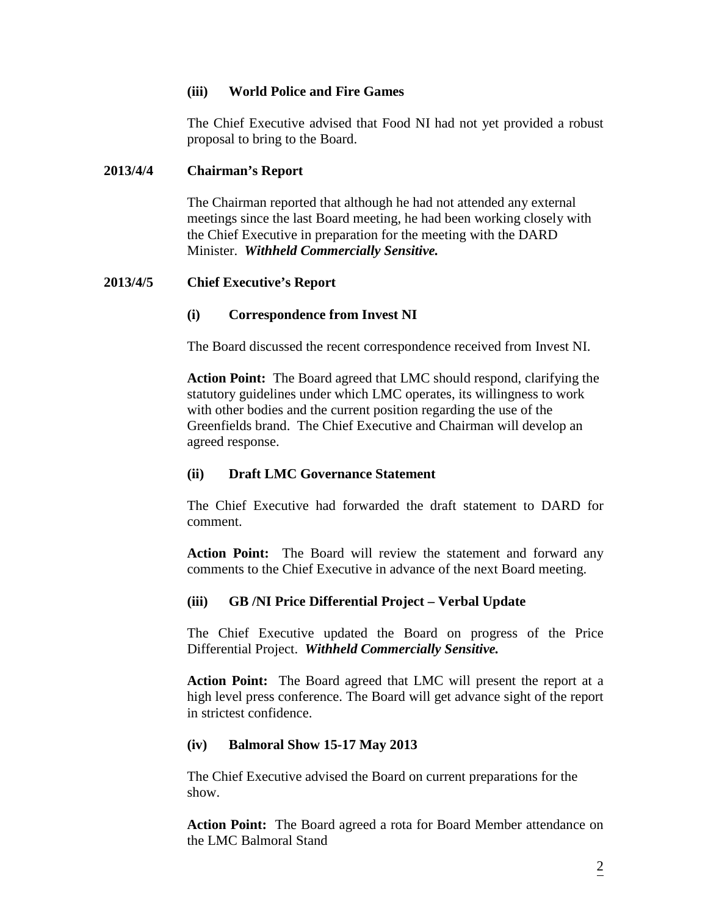#### (iii) World Police and Fire Games

The Chief Executive advised that Food NI had not yet provided a robust proposal to bring to the Board.

### 2013/4/4 Chairman's Report

The Chairman reported that although he had not attended any external meetings since the last Board meeting, he had been working closely with the Chief Executive in preparation for the meeting with the DARD Minister. ***Withheld Commercially Sensitive.***

### 2013/4/5 Chief Executive's Report

#### (i) Correspondence from Invest NI

The Board discussed the recent correspondence received from Invest NI.

**Action Point:** The Board agreed that LMC should respond, clarifying the statutory guidelines under which LMC operates, its willingness to work with other bodies and the current position regarding the use of the Greenfields brand. The Chief Executive and Chairman will develop an agreed response.

#### (ii) Draft LMC Governance Statement

The Chief Executive had forwarded the draft statement to DARD for comment.

**Action Point:** The Board will review the statement and forward any comments to the Chief Executive in advance of the next Board meeting.

#### (iii) GB /NI Price Differential Project – Verbal Update

The Chief Executive updated the Board on progress of the Price Differential Project. ***Withheld Commercially Sensitive.***

**Action Point:** The Board agreed that LMC will present the report at a high level press conference. The Board will get advance sight of the report in strictest confidence.

#### (iv) Balmoral Show 15-17 May 2013

The Chief Executive advised the Board on current preparations for the show.

**Action Point:** The Board agreed a rota for Board Member attendance on the LMC Balmoral Stand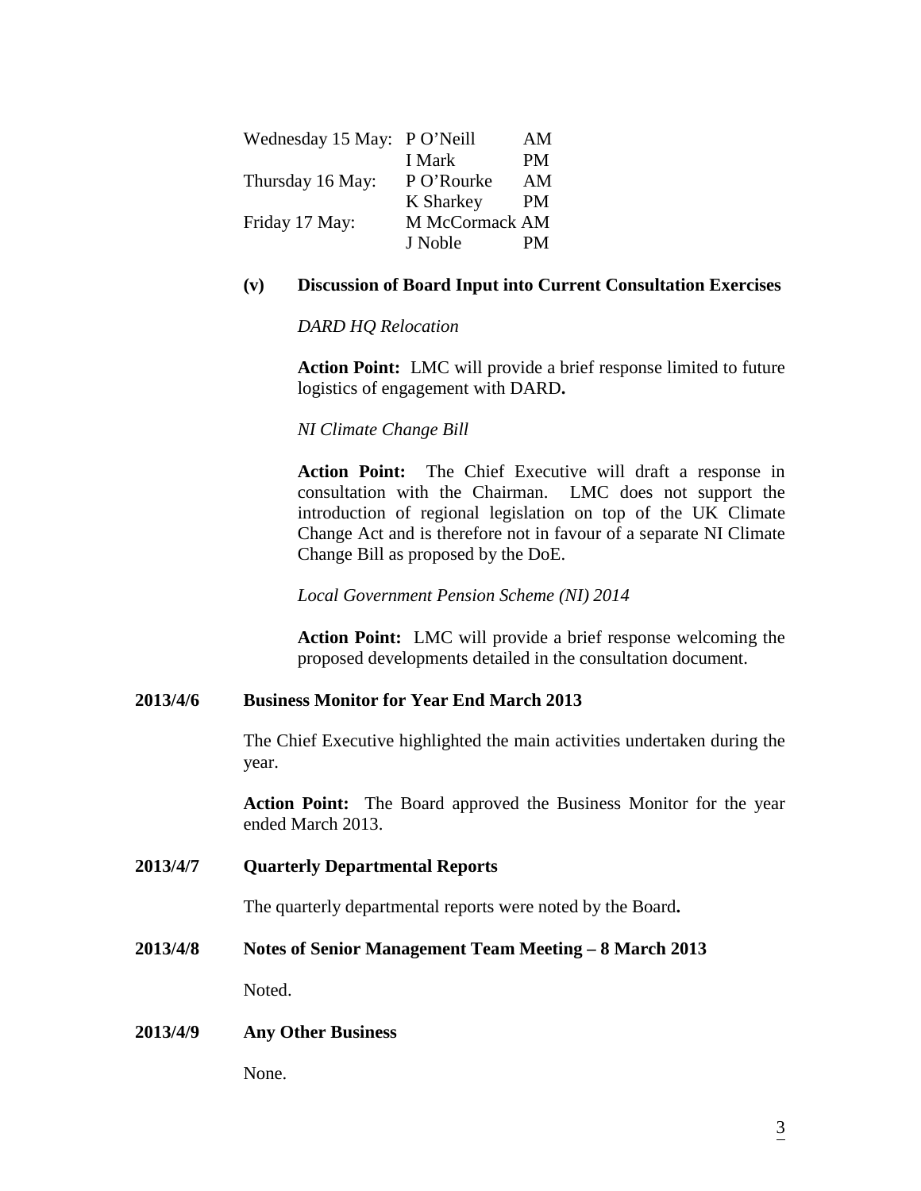| | | |
|---|---|---|
| Wednesday 15 May: | P O'Neill | AM |
| | I Mark | PM |
| Thursday 16 May: | P O'Rourke | AM |
| | K Sharkey | PM |
| Friday 17 May: | M McCormack | AM |
| | J Noble | PM |

**(v) Discussion of Board Input into Current Consultation Exercises**

*DARD HQ Relocation*

**Action Point:** LMC will provide a brief response limited to future logistics of engagement with DARD**.**

*NI Climate Change Bill*

**Action Point:** The Chief Executive will draft a response in consultation with the Chairman. LMC does not support the introduction of regional legislation on top of the UK Climate Change Act and is therefore not in favour of a separate NI Climate Change Bill as proposed by the DoE.

*Local Government Pension Scheme (NI) 2014*

**Action Point:** LMC will provide a brief response welcoming the proposed developments detailed in the consultation document.

**2013/4/6 Business Monitor for Year End March 2013**

The Chief Executive highlighted the main activities undertaken during the year.

**Action Point:** The Board approved the Business Monitor for the year ended March 2013.

**2013/4/7 Quarterly Departmental Reports**

The quarterly departmental reports were noted by the Board**.**

**2013/4/8 Notes of Senior Management Team Meeting – 8 March 2013**

Noted.

**2013/4/9 Any Other Business**

None.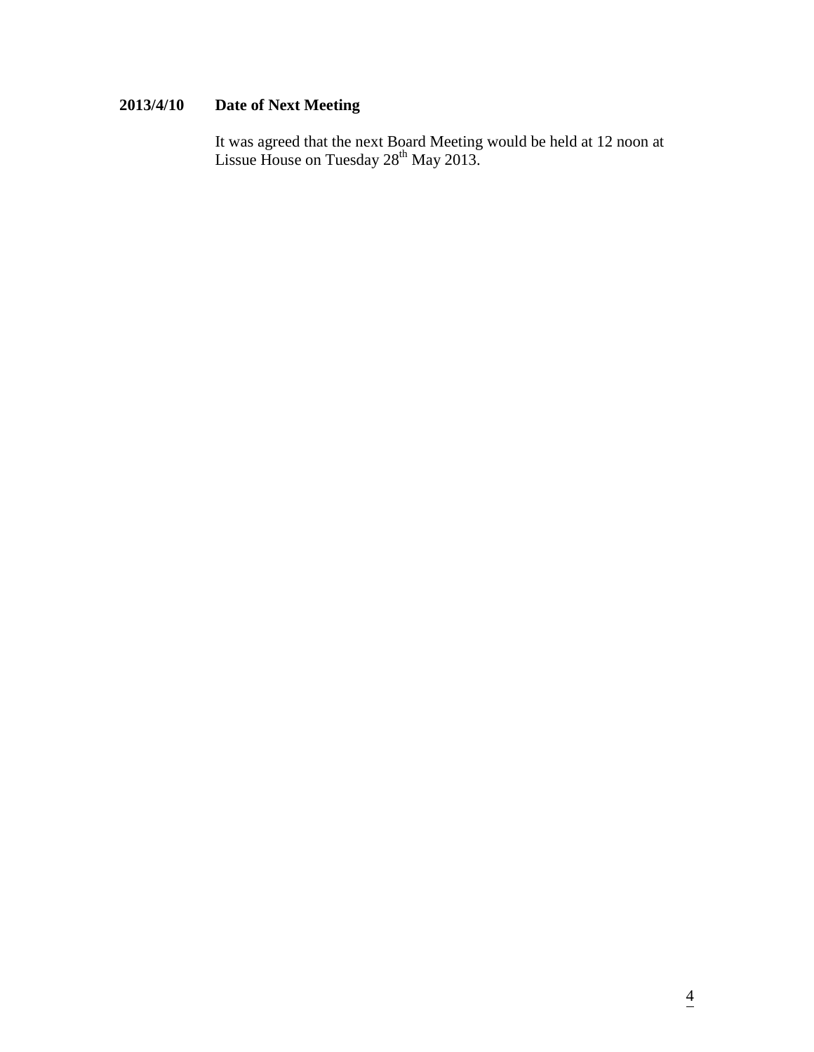**2013/4/10 Date of Next Meeting**

It was agreed that the next Board Meeting would be held at 12 noon at Lissue House on Tuesday 28th May 2013.